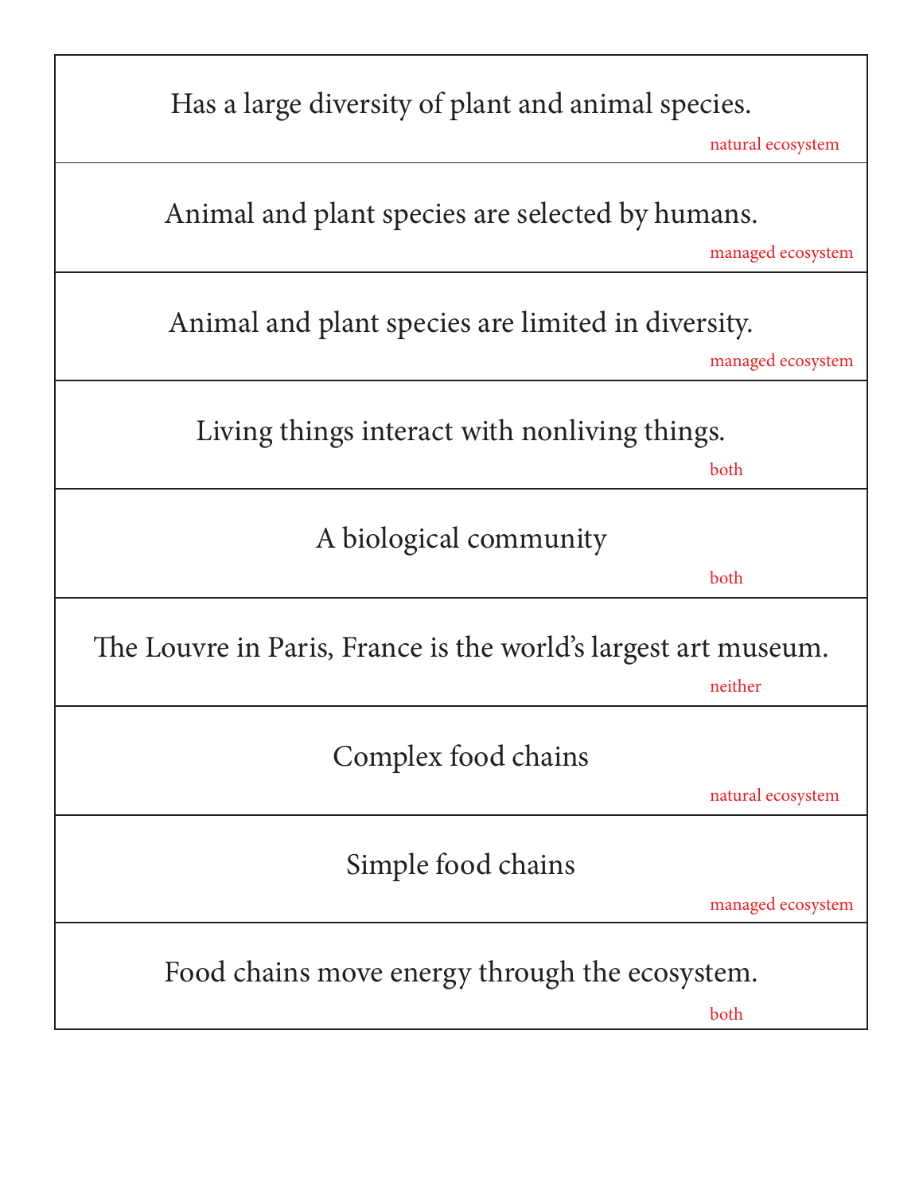| |
|---|
| Has a large diversity of plant and animal species.<br>natural ecosystem |
| Animal and plant species are selected by humans.<br>managed ecosystem |
| Animal and plant species are limited in diversity.<br>managed ecosystem |
| Living things interact with nonliving things.<br>both |
| A biological community<br>both |
| The Louvre in Paris, France is the world's largest art museum.<br>neither |
| Complex food chains<br>natural ecosystem |
| Simple food chains<br>managed ecosystem |
| Food chains move energy through the ecosystem.<br>both |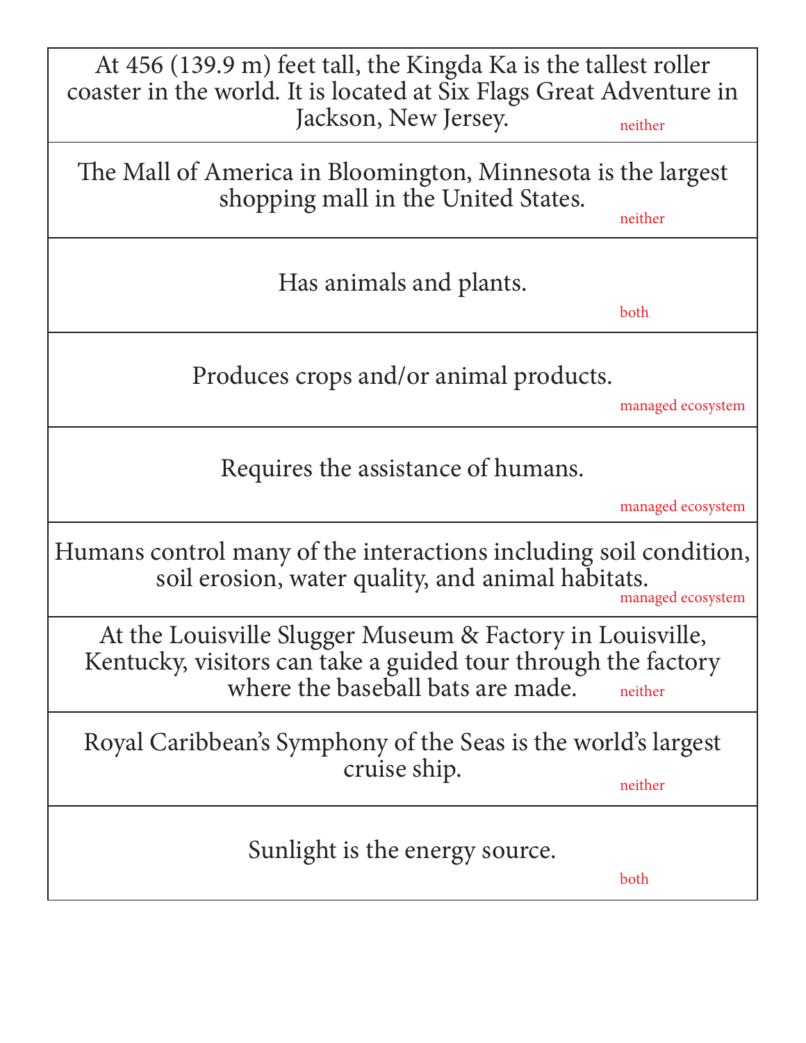| | |
|---|---|
| At 456 (139.9 m) feet tall, the Kingda Ka is the tallest roller coaster in the world. It is located at Six Flags Great Adventure in Jackson, New Jersey. | neither |
| The Mall of America in Bloomington, Minnesota is the largest shopping mall in the United States. | neither |
| Has animals and plants. | both |
| Produces crops and/or animal products. | managed ecosystem |
| Requires the assistance of humans. | managed ecosystem |
| Humans control many of the interactions including soil condition, soil erosion, water quality, and animal habitats. | managed ecosystem |
| At the Louisville Slugger Museum & Factory in Louisville, Kentucky, visitors can take a guided tour through the factory where the baseball bats are made. | neither |
| Royal Caribbean's Symphony of the Seas is the world's largest cruise ship. | neither |
| Sunlight is the energy source. | both |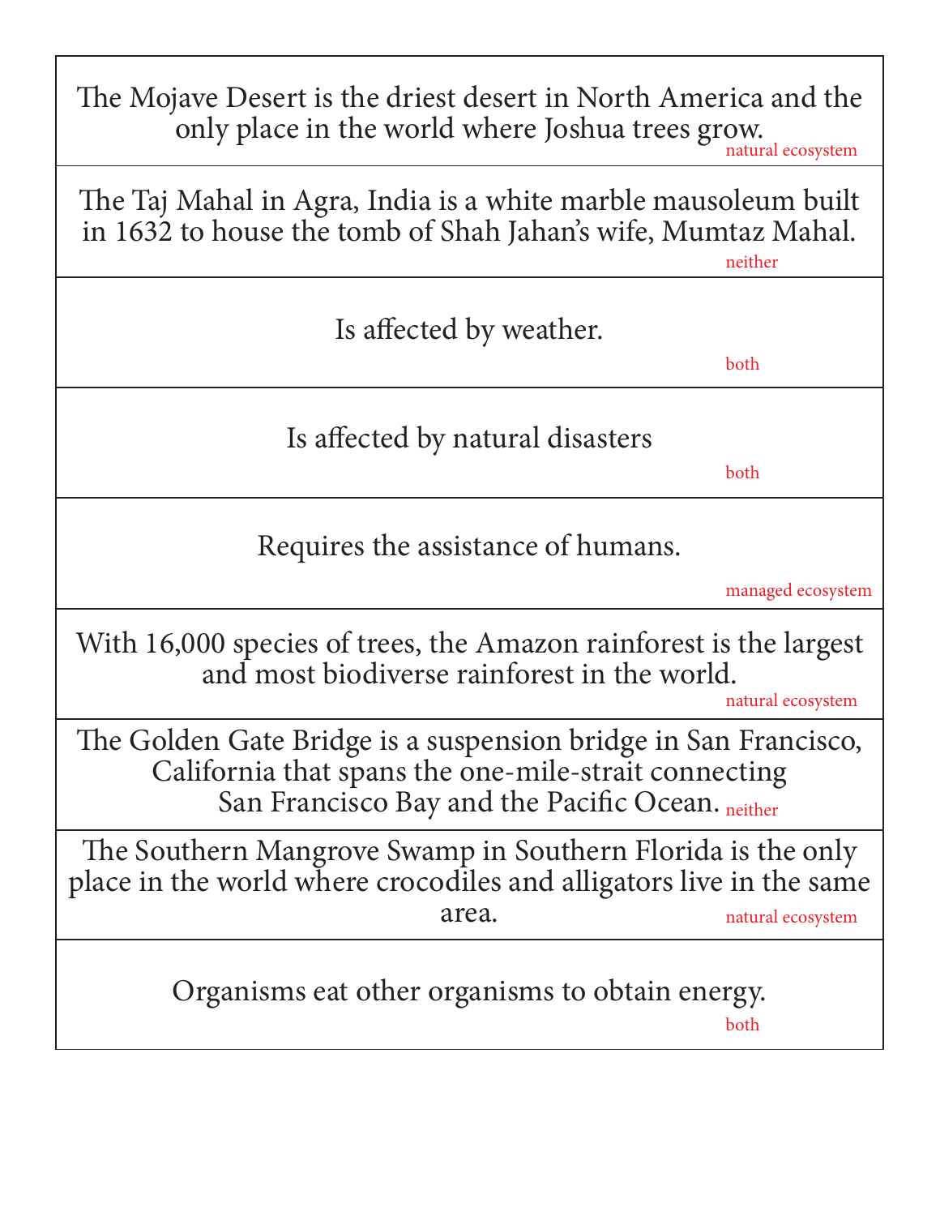| Statement | Answer |
| --- | --- |
| The Mojave Desert is the driest desert in North America and the only place in the world where Joshua trees grow. | natural ecosystem |
| The Taj Mahal in Agra, India is a white marble mausoleum built in 1632 to house the tomb of Shah Jahan's wife, Mumtaz Mahal. | neither |
| Is affected by weather. | both |
| Is affected by natural disasters | both |
| Requires the assistance of humans. | managed ecosystem |
| With 16,000 species of trees, the Amazon rainforest is the largest and most biodiverse rainforest in the world. | natural ecosystem |
| The Golden Gate Bridge is a suspension bridge in San Francisco, California that spans the one-mile-strait connecting San Francisco Bay and the Pacific Ocean. | neither |
| The Southern Mangrove Swamp in Southern Florida is the only place in the world where crocodiles and alligators live in the same area. | natural ecosystem |
| Organisms eat other organisms to obtain energy. | both |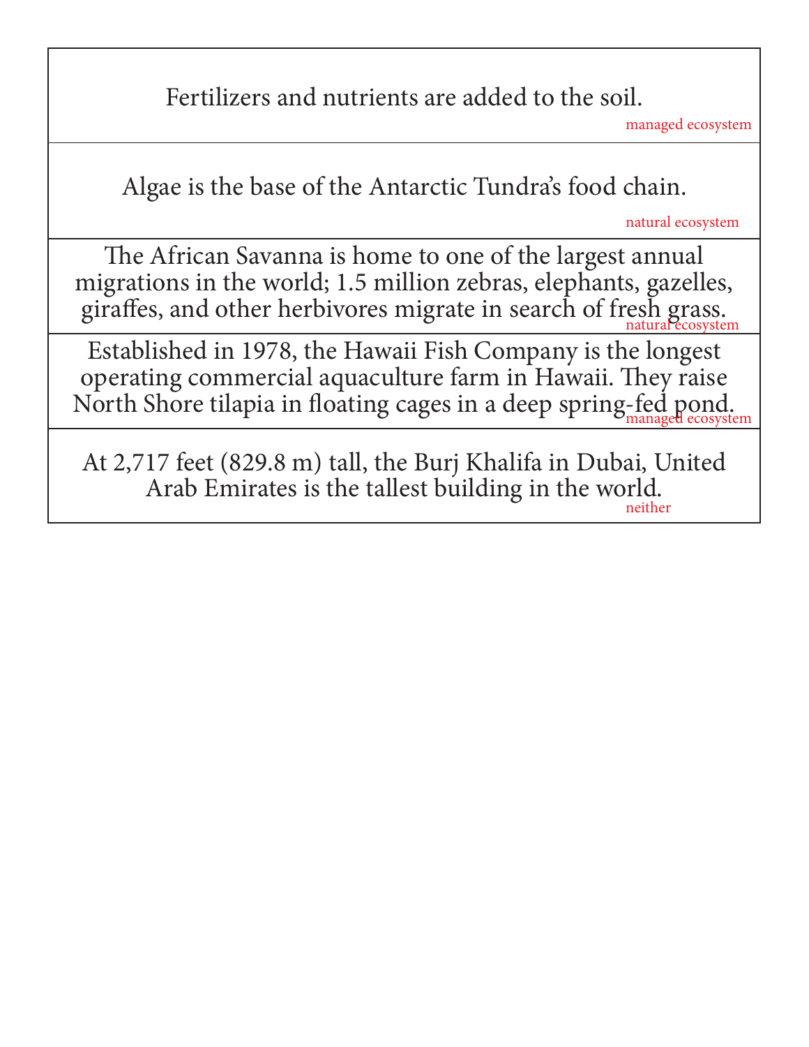| |
|---|
| Fertilizers and nutrients are added to the soil. managed ecosystem |
| Algae is the base of the Antarctic Tundra's food chain. natural ecosystem |
| The African Savanna is home to one of the largest annual migrations in the world; 1.5 million zebras, elephants, gazelles, giraffes, and other herbivores migrate in search of fresh grass. natural ecosystem |
| Established in 1978, the Hawaii Fish Company is the longest operating commercial aquaculture farm in Hawaii. They raise North Shore tilapia in floating cages in a deep spring-fed pond. managed ecosystem |
| At 2,717 feet (829.8 m) tall, the Burj Khalifa in Dubai, United Arab Emirates is the tallest building in the world. neither |